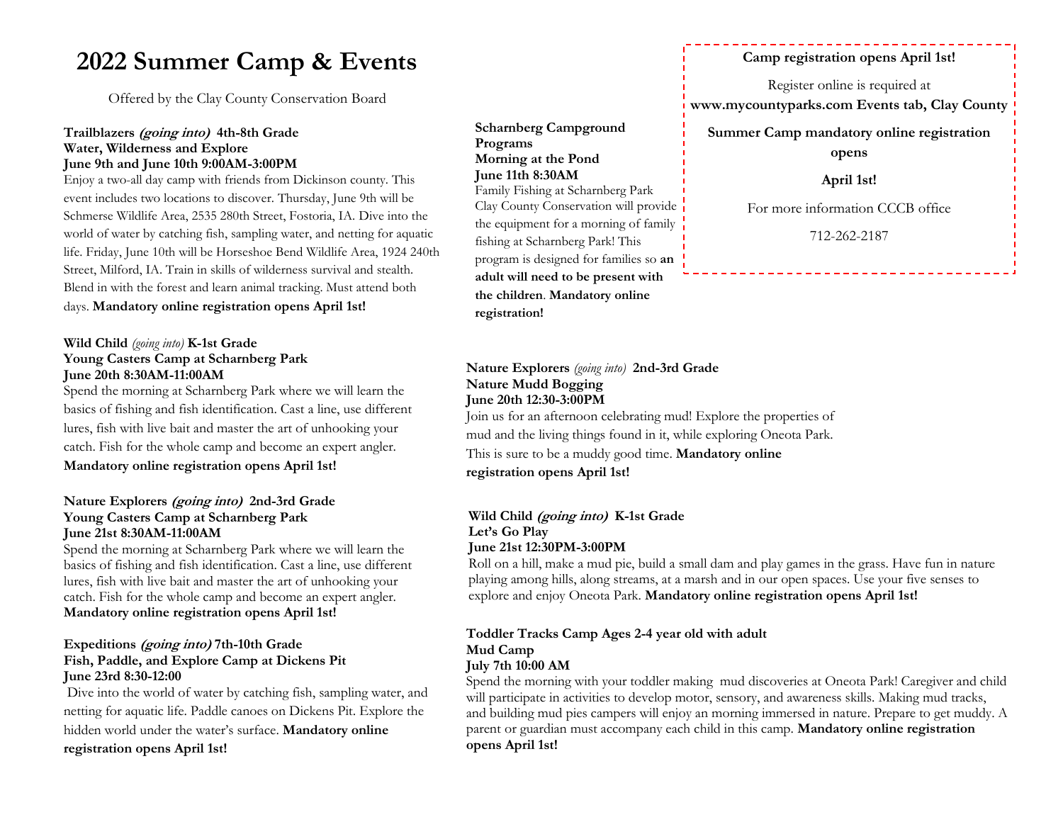# 2022 Summer Camp & Events

Offered by the Clay County Conservation Board

**Trailblazers *(going into)* 4th-8th Grade**
**Water, Wilderness and Explore**
**June 9th and June 10th 9:00AM-3:00PM**

Enjoy a two-all day camp with friends from Dickinson county. This event includes two locations to discover. Thursday, June 9th will be Schmerse Wildlife Area, 2535 280th Street, Fostoria, IA. Dive into the world of water by catching fish, sampling water, and netting for aquatic life. Friday, June 10th will be Horseshoe Bend Wildlife Area, 1924 240th Street, Milford, IA. Train in skills of wilderness survival and stealth. Blend in with the forest and learn animal tracking. Must attend both days. **Mandatory online registration opens April 1st!**

**Wild Child** *(going into)* **K-1st Grade**
**Young Casters Camp at Scharnberg Park**
**June 20th 8:30AM-11:00AM**

Spend the morning at Scharnberg Park where we will learn the basics of fishing and fish identification. Cast a line, use different lures, fish with live bait and master the art of unhooking your catch. Fish for the whole camp and become an expert angler. **Mandatory online registration opens April 1st!**

**Nature Explorers *(going into)* 2nd-3rd Grade**
**Young Casters Camp at Scharnberg Park**
**June 21st 8:30AM-11:00AM**

Spend the morning at Scharnberg Park where we will learn the basics of fishing and fish identification. Cast a line, use different lures, fish with live bait and master the art of unhooking your catch. Fish for the whole camp and become an expert angler. **Mandatory online registration opens April 1st!**

**Expeditions *(going into)* 7th-10th Grade**
**Fish, Paddle, and Explore Camp at Dickens Pit**
**June 23rd 8:30-12:00**

Dive into the world of water by catching fish, sampling water, and netting for aquatic life. Paddle canoes on Dickens Pit. Explore the hidden world under the water's surface. **Mandatory online registration opens April 1st!**

**Scharnberg Campground Programs**
**Morning at the Pond**
**June 11th 8:30AM**

Family Fishing at Scharnberg Park Clay County Conservation will provide the equipment for a morning of family fishing at Scharnberg Park! This program is designed for families so **an adult will need to be present with the children**. **Mandatory online registration!**

**Camp registration opens April 1st!**

Register online is required at
**www.mycountyparks.com Events tab, Clay County**

**Summer Camp mandatory online registration opens**

**April 1st!**

For more information CCCB office

712-262-2187

**Nature Explorers** *(going into)* **2nd-3rd Grade**
**Nature Mudd Bogging**
**June 20th 12:30-3:00PM**

Join us for an afternoon celebrating mud! Explore the properties of mud and the living things found in it, while exploring Oneota Park. This is sure to be a muddy good time. **Mandatory online registration opens April 1st!**

**Wild Child *(going into)* K-1st Grade**
**Let's Go Play**
**June 21st 12:30PM-3:00PM**

Roll on a hill, make a mud pie, build a small dam and play games in the grass. Have fun in nature playing among hills, along streams, at a marsh and in our open spaces. Use your five senses to explore and enjoy Oneota Park. **Mandatory online registration opens April 1st!**

**Toddler Tracks Camp Ages 2-4 year old with adult**
**Mud Camp**
**July 7th 10:00 AM**

Spend the morning with your toddler making mud discoveries at Oneota Park! Caregiver and child will participate in activities to develop motor, sensory, and awareness skills. Making mud tracks, and building mud pies campers will enjoy an morning immersed in nature. Prepare to get muddy. A parent or guardian must accompany each child in this camp. **Mandatory online registration opens April 1st!**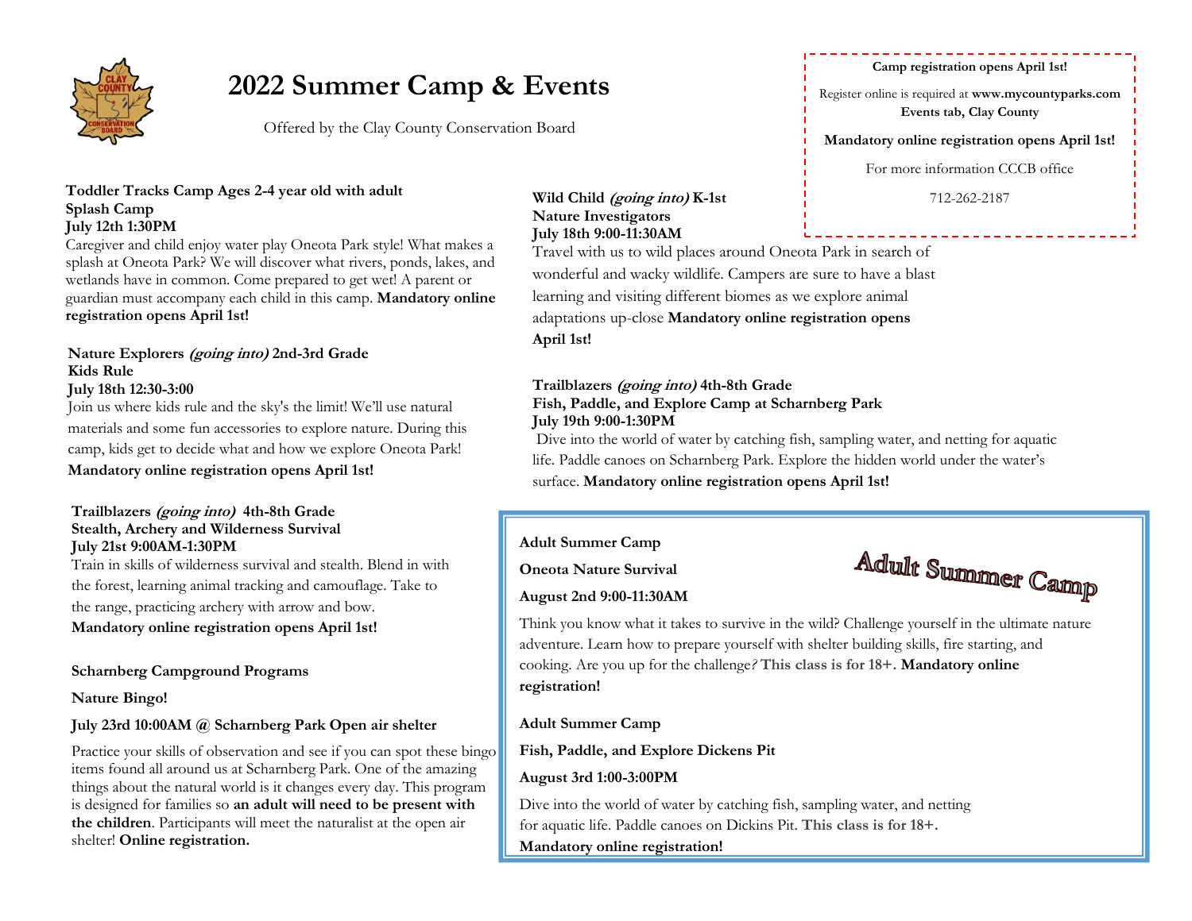# 2022 Summer Camp & Events

Offered by the Clay County Conservation Board

**Camp registration opens April 1st!**

Register online is required at **www.mycountyparks.com Events tab, Clay County**

**Mandatory online registration opens April 1st!**

For more information CCCB office

712-262-2187

**Toddler Tracks Camp Ages 2-4 year old with adult**
**Splash Camp**
**July 12th 1:30PM**

Caregiver and child enjoy water play Oneota Park style! What makes a splash at Oneota Park? We will discover what rivers, ponds, lakes, and wetlands have in common. Come prepared to get wet! A parent or guardian must accompany each child in this camp. **Mandatory online registration opens April 1st!**

**Nature Explorers *(going into)* 2nd-3rd Grade**
**Kids Rule**
**July 18th 12:30-3:00**

Join us where kids rule and the sky's the limit! We'll use natural materials and some fun accessories to explore nature. During this camp, kids get to decide what and how we explore Oneota Park! **Mandatory online registration opens April 1st!**

**Trailblazers *(going into)* 4th-8th Grade**
**Stealth, Archery and Wilderness Survival**
**July 21st 9:00AM-1:30PM**

Train in skills of wilderness survival and stealth. Blend in with the forest, learning animal tracking and camouflage. Take to the range, practicing archery with arrow and bow. **Mandatory online registration opens April 1st!**

**Scharnberg Campground Programs**

**Nature Bingo!**

**July 23rd 10:00AM @ Scharnberg Park Open air shelter**

Practice your skills of observation and see if you can spot these bingo items found all around us at Scharnberg Park. One of the amazing things about the natural world is it changes every day. This program is designed for families so **an adult will need to be present with the children**. Participants will meet the naturalist at the open air shelter! **Online registration.**

**Wild Child *(going into)* K-1st**
**Nature Investigators**
**July 18th 9:00-11:30AM**

Travel with us to wild places around Oneota Park in search of wonderful and wacky wildlife. Campers are sure to have a blast learning and visiting different biomes as we explore animal adaptations up-close **Mandatory online registration opens April 1st!**

**Trailblazers *(going into)* 4th-8th Grade**
**Fish, Paddle, and Explore Camp at Scharnberg Park**
**July 19th 9:00-1:30PM**

Dive into the world of water by catching fish, sampling water, and netting for aquatic life. Paddle canoes on Scharnberg Park. Explore the hidden world under the water's surface. **Mandatory online registration opens April 1st!**

Adult Summer Camp

**Adult Summer Camp**

**Oneota Nature Survival**

**August 2nd 9:00-11:30AM**

Think you know what it takes to survive in the wild? Challenge yourself in the ultimate nature adventure. Learn how to prepare yourself with shelter building skills, fire starting, and cooking. Are you up for the challenge? **This class is for 18+. Mandatory online registration!**

**Adult Summer Camp**

**Fish, Paddle, and Explore Dickens Pit**

**August 3rd 1:00-3:00PM**

Dive into the world of water by catching fish, sampling water, and netting for aquatic life. Paddle canoes on Dickins Pit. **This class is for 18+. Mandatory online registration!**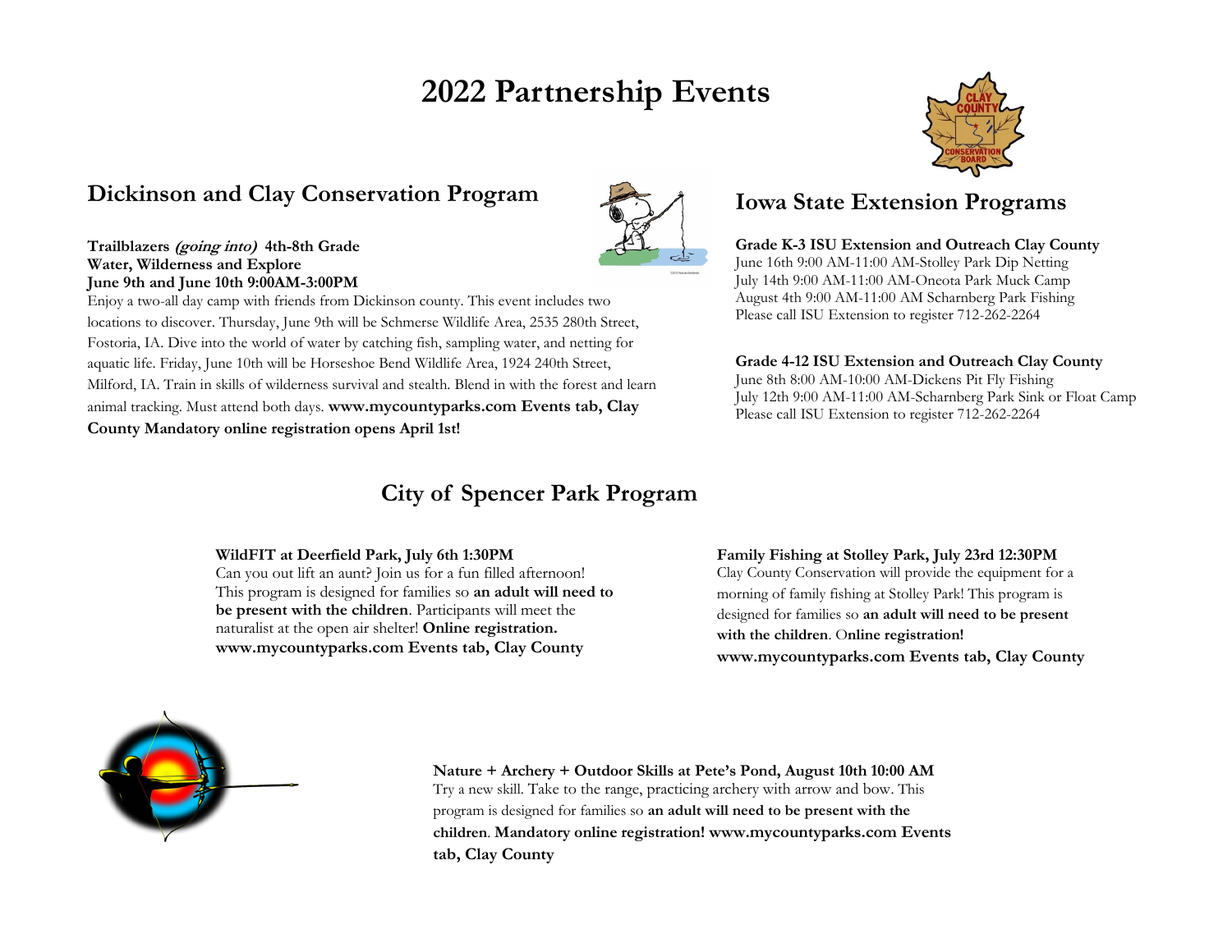# 2022 Partnership Events

## Dickinson and Clay Conservation Program

**Trailblazers *(going into)* 4th-8th Grade**
**Water, Wilderness and Explore**
**June 9th and June 10th 9:00AM-3:00PM**

Enjoy a two-all day camp with friends from Dickinson county. This event includes two locations to discover. Thursday, June 9th will be Schmerse Wildlife Area, 2535 280th Street, Fostoria, IA. Dive into the world of water by catching fish, sampling water, and netting for aquatic life. Friday, June 10th will be Horseshoe Bend Wildlife Area, 1924 240th Street, Milford, IA. Train in skills of wilderness survival and stealth. Blend in with the forest and learn animal tracking. Must attend both days. **www.mycountyparks.com Events tab, Clay County Mandatory online registration opens April 1st!**

## Iowa State Extension Programs

**Grade K-3 ISU Extension and Outreach Clay County**
June 16th 9:00 AM-11:00 AM-Stolley Park Dip Netting
July 14th 9:00 AM-11:00 AM-Oneota Park Muck Camp
August 4th 9:00 AM-11:00 AM Scharnberg Park Fishing
Please call ISU Extension to register 712-262-2264

**Grade 4-12 ISU Extension and Outreach Clay County**
June 8th 8:00 AM-10:00 AM-Dickens Pit Fly Fishing
July 12th 9:00 AM-11:00 AM-Scharnberg Park Sink or Float Camp
Please call ISU Extension to register 712-262-2264

## City of Spencer Park Program

**WildFIT at Deerfield Park, July 6th 1:30PM**
Can you out lift an aunt? Join us for a fun filled afternoon! This program is designed for families so **an adult will need to be present with the children**. Participants will meet the naturalist at the open air shelter! **Online registration. www.mycountyparks.com Events tab, Clay County**

**Family Fishing at Stolley Park, July 23rd 12:30PM**
Clay County Conservation will provide the equipment for a morning of family fishing at Stolley Park! This program is designed for families so **an adult will need to be present with the children**. **Online registration! www.mycountyparks.com Events tab, Clay County**

**Nature + Archery + Outdoor Skills at Pete's Pond, August 10th 10:00 AM**
Try a new skill. Take to the range, practicing archery with arrow and bow. This program is designed for families so **an adult will need to be present with the children**. **Mandatory online registration! www.mycountyparks.com Events tab, Clay County**